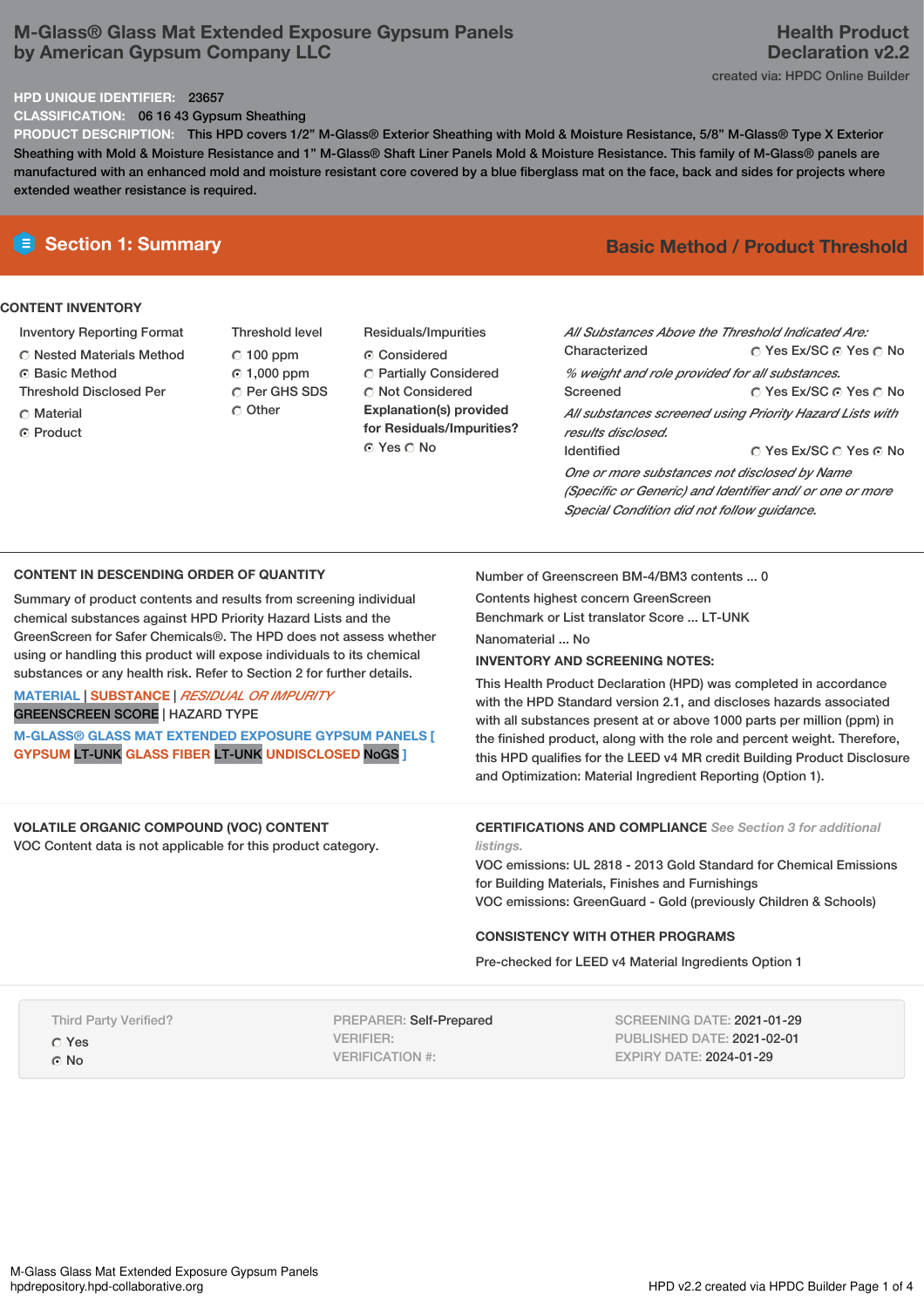# M-Glass® Glass Mat Extended Exposure Gypsum Panels by American Gypsum Company LLC

**Health Product Declaration v2.2**

created via: HPDC Online Builder

**HPD UNIQUE IDENTIFIER:** 23657

**CLASSIFICATION:** 06 16 43 Gypsum Sheathing

**PRODUCT DESCRIPTION:** This HPD covers 1/2" M-Glass® Exterior Sheathing with Mold & Moisture Resistance, 5/8" M-Glass® Type X Exterior Sheathing with Mold & Moisture Resistance and 1" M-Glass® Shaft Liner Panels Mold & Moisture Resistance. This family of M-Glass® panels are manufactured with an enhanced mold and moisture resistant core covered by a blue fiberglass mat on the face, back and sides for projects where extended weather resistance is required.

## Section 1: Summary

**Basic Method / Product Threshold**

### CONTENT INVENTORY

**Inventory Reporting Format**
- ○ Nested Materials Method
- ◉ Basic Method

**Threshold Disclosed Per**
- ○ Material
- ◉ Product

**Threshold level**
- ○ 100 ppm
- ◉ 1,000 ppm
- ○ Per GHS SDS
- ○ Other

**Residuals/Impurities**
- ◉ Considered
- ○ Partially Considered
- ○ Not Considered

**Explanation(s) provided for Residuals/Impurities?**
◉ Yes ○ No

*All Substances Above the Threshold Indicated Are:*

Characterized ○ Yes Ex/SC ◉ Yes ○ No

*% weight and role provided for all substances.*

Screened ○ Yes Ex/SC ◉ Yes ○ No

*All substances screened using Priority Hazard Lists with results disclosed.*

Identified ○ Yes Ex/SC ○ Yes ◉ No

*One or more substances not disclosed by Name (Specific or Generic) and Identifier and/ or one or more Special Condition did not follow guidance.*

### CONTENT IN DESCENDING ORDER OF QUANTITY

Summary of product contents and results from screening individual chemical substances against HPD Priority Hazard Lists and the GreenScreen for Safer Chemicals®. The HPD does not assess whether using or handling this product will expose individuals to its chemical substances or any health risk. Refer to Section 2 for further details.

MATERIAL | SUBSTANCE | *RESIDUAL OR IMPURITY*
GREENSCREEN SCORE | HAZARD TYPE

**M-GLASS® GLASS MAT EXTENDED EXPOSURE GYPSUM PANELS [ GYPSUM** LT-UNK **GLASS FIBER** LT-UNK **UNDISCLOSED** NoGS **]**

Number of Greenscreen BM-4/BM3 contents ... 0

Contents highest concern GreenScreen Benchmark or List translator Score ... LT-UNK

Nanomaterial ... No

**INVENTORY AND SCREENING NOTES:**

This Health Product Declaration (HPD) was completed in accordance with the HPD Standard version 2.1, and discloses hazards associated with all substances present at or above 1000 parts per million (ppm) in the finished product, along with the role and percent weight. Therefore, this HPD qualifies for the LEED v4 MR credit Building Product Disclosure and Optimization: Material Ingredient Reporting (Option 1).

### VOLATILE ORGANIC COMPOUND (VOC) CONTENT

VOC Content data is not applicable for this product category.

### CERTIFICATIONS AND COMPLIANCE *See Section 3 for additional listings.*

VOC emissions: UL 2818 - 2013 Gold Standard for Chemical Emissions for Building Materials, Finishes and Furnishings

VOC emissions: GreenGuard - Gold (previously Children & Schools)

### CONSISTENCY WITH OTHER PROGRAMS

Pre-checked for LEED v4 Material Ingredients Option 1

Third Party Verified?
- ○ Yes
- ◉ No

PREPARER: Self-Prepared
VERIFIER:
VERIFICATION #:

SCREENING DATE: 2021-01-29
PUBLISHED DATE: 2021-02-01
EXPIRY DATE: 2024-01-29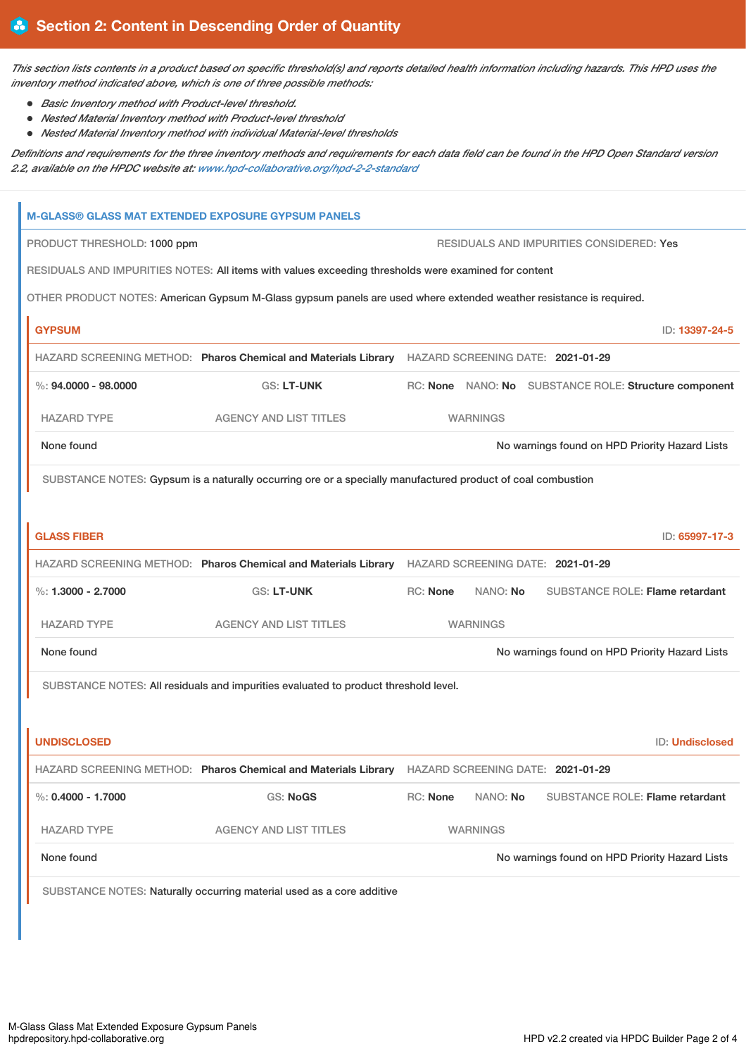## Section 2: Content in Descending Order of Quantity

*This section lists contents in a product based on specific threshold(s) and reports detailed health information including hazards. This HPD uses the inventory method indicated above, which is one of three possible methods:*

- *Basic Inventory method with Product-level threshold.*
- *Nested Material Inventory method with Product-level threshold*
- *Nested Material Inventory method with individual Material-level thresholds*

*Definitions and requirements for the three inventory methods and requirements for each data field can be found in the HPD Open Standard version 2.2, available on the HPDC website at: www.hpd-collaborative.org/hpd-2-2-standard*

### M-GLASS® GLASS MAT EXTENDED EXPOSURE GYPSUM PANELS

PRODUCT THRESHOLD: 1000 ppm

RESIDUALS AND IMPURITIES CONSIDERED: Yes

RESIDUALS AND IMPURITIES NOTES: All items with values exceeding thresholds were examined for content

OTHER PRODUCT NOTES: American Gypsum M-Glass gypsum panels are used where extended weather resistance is required.

#### GYPSUM

ID: 13397-24-5

HAZARD SCREENING METHOD: **Pharos Chemical and Materials Library** HAZARD SCREENING DATE: **2021-01-29**

%: **94.0000 - 98.0000** GS: **LT-UNK** RC: **None** NANO: **No** SUBSTANCE ROLE: **Structure component**

| HAZARD TYPE | AGENCY AND LIST TITLES | WARNINGS |
|---|---|---|
| None found | | No warnings found on HPD Priority Hazard Lists |

SUBSTANCE NOTES: Gypsum is a naturally occurring ore or a specially manufactured product of coal combustion

#### GLASS FIBER

ID: 65997-17-3

HAZARD SCREENING METHOD: **Pharos Chemical and Materials Library** HAZARD SCREENING DATE: **2021-01-29**

%: **1.3000 - 2.7000** GS: **LT-UNK** RC: **None** NANO: **No** SUBSTANCE ROLE: **Flame retardant**

| HAZARD TYPE | AGENCY AND LIST TITLES | WARNINGS |
|---|---|---|
| None found | | No warnings found on HPD Priority Hazard Lists |

SUBSTANCE NOTES: All residuals and impurities evaluated to product threshold level.

#### UNDISCLOSED

ID: Undisclosed

HAZARD SCREENING METHOD: **Pharos Chemical and Materials Library** HAZARD SCREENING DATE: **2021-01-29**

%: **0.4000 - 1.7000** GS: **NoGS** RC: **None** NANO: **No** SUBSTANCE ROLE: **Flame retardant**

| HAZARD TYPE | AGENCY AND LIST TITLES | WARNINGS |
|---|---|---|
| None found | | No warnings found on HPD Priority Hazard Lists |

SUBSTANCE NOTES: Naturally occurring material used as a core additive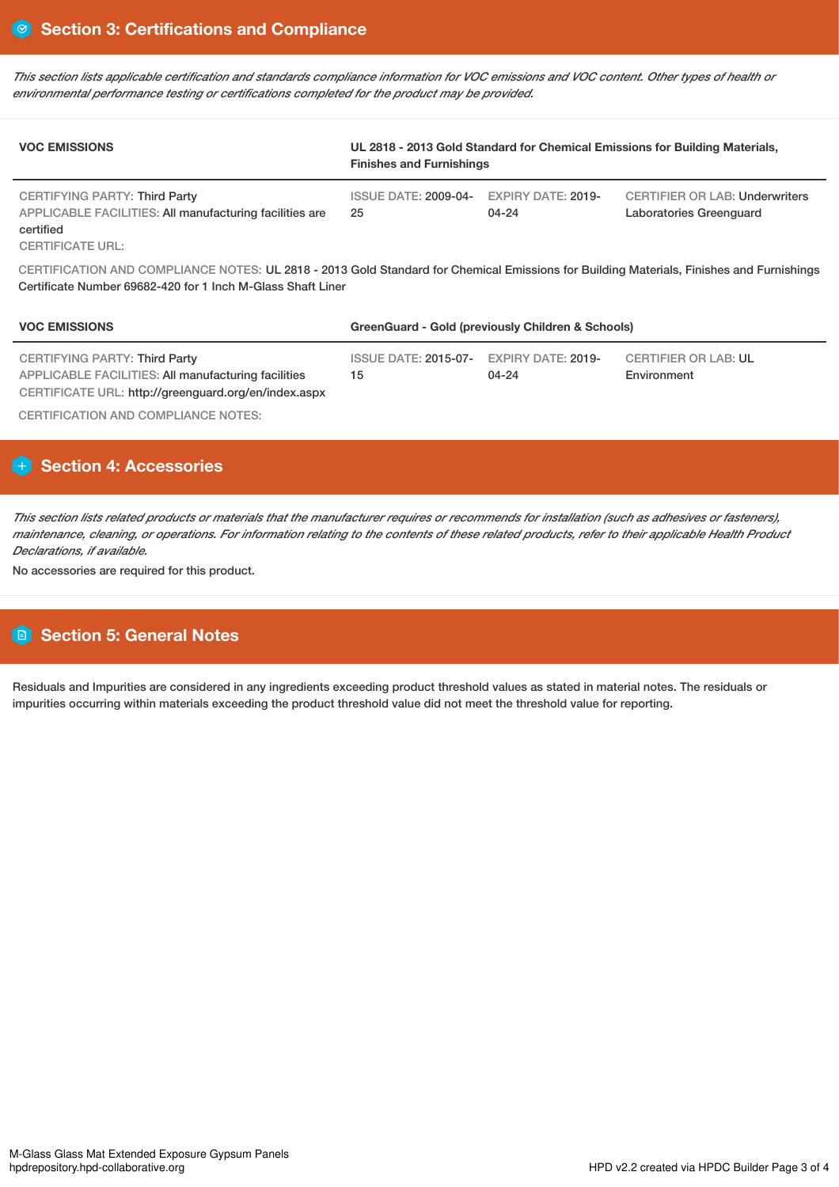## Section 3: Certifications and Compliance

*This section lists applicable certification and standards compliance information for VOC emissions and VOC content. Other types of health or environmental performance testing or certifications completed for the product may be provided.*

| VOC EMISSIONS | UL 2818 - 2013 Gold Standard for Chemical Emissions for Building Materials, Finishes and Furnishings | | |
|---|---|---|---|
| CERTIFYING PARTY: Third Party<br>APPLICABLE FACILITIES: All manufacturing facilities are certified<br>CERTIFICATE URL: | ISSUE DATE: 2009-04-25 | EXPIRY DATE: 2019-04-24 | CERTIFIER OR LAB: Underwriters Laboratories Greenguard |

CERTIFICATION AND COMPLIANCE NOTES: UL 2818 - 2013 Gold Standard for Chemical Emissions for Building Materials, Finishes and Furnishings Certificate Number 69682-420 for 1 Inch M-Glass Shaft Liner

| VOC EMISSIONS | GreenGuard - Gold (previously Children & Schools) | | |
|---|---|---|---|
| CERTIFYING PARTY: Third Party<br>APPLICABLE FACILITIES: All manufacturing facilities<br>CERTIFICATE URL: http://greenguard.org/en/index.aspx | ISSUE DATE: 2015-07-15 | EXPIRY DATE: 2019-04-24 | CERTIFIER OR LAB: UL Environment |

CERTIFICATION AND COMPLIANCE NOTES:

## Section 4: Accessories

*This section lists related products or materials that the manufacturer requires or recommends for installation (such as adhesives or fasteners), maintenance, cleaning, or operations. For information relating to the contents of these related products, refer to their applicable Health Product Declarations, if available.*

No accessories are required for this product.

## Section 5: General Notes

Residuals and Impurities are considered in any ingredients exceeding product threshold values as stated in material notes. The residuals or impurities occurring within materials exceeding the product threshold value did not meet the threshold value for reporting.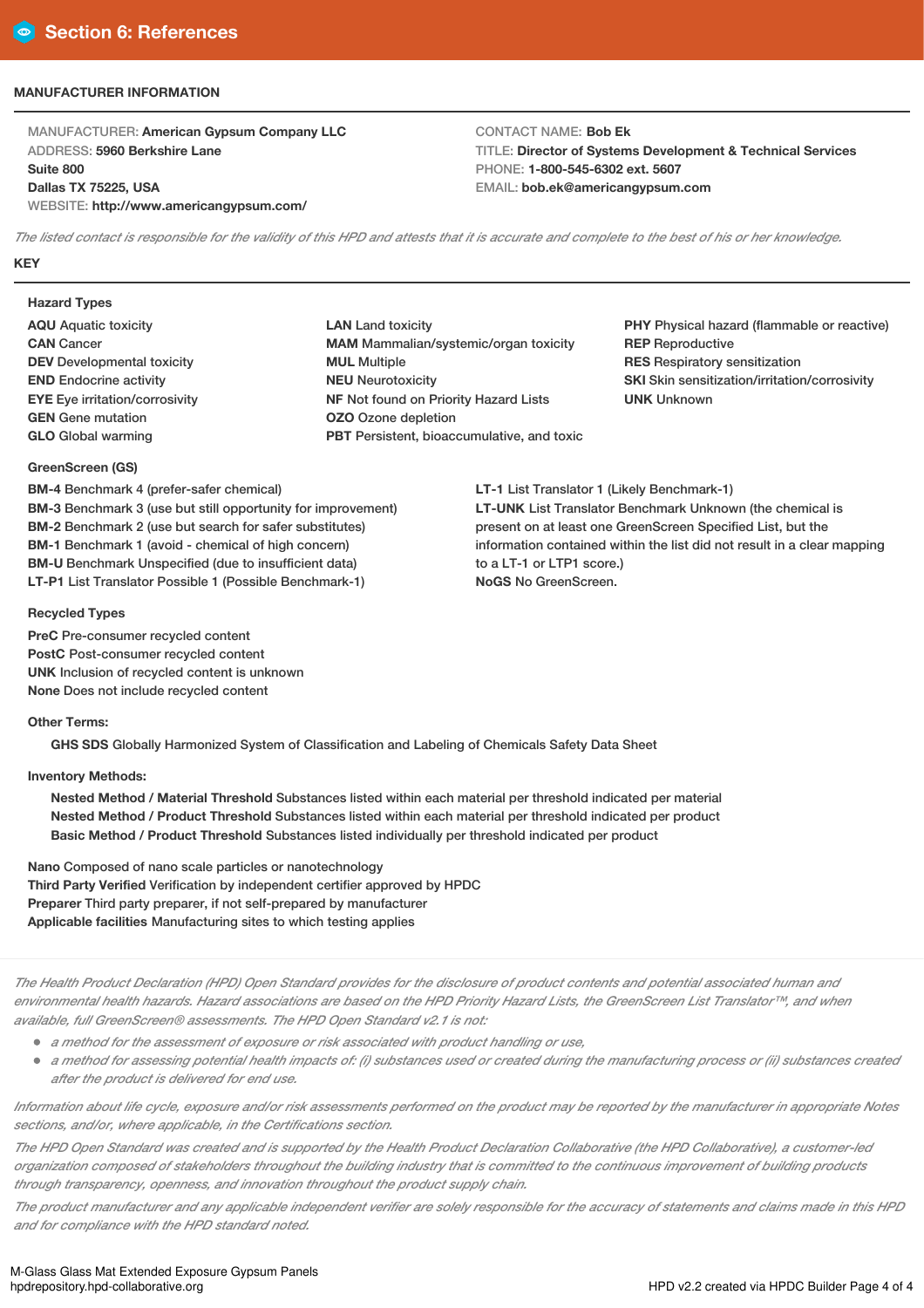## Section 6: References

### MANUFACTURER INFORMATION

MANUFACTURER: **American Gypsum Company LLC**
ADDRESS: **5960 Berkshire Lane**
**Suite 800**
**Dallas TX 75225, USA**
WEBSITE: **http://www.americangypsum.com/**

CONTACT NAME: **Bob Ek**
TITLE: **Director of Systems Development & Technical Services**
PHONE: **1-800-545-6302 ext. 5607**
EMAIL: **bob.ek@americangypsum.com**

*The listed contact is responsible for the validity of this HPD and attests that it is accurate and complete to the best of his or her knowledge.*

### KEY

**Hazard Types**

**AQU** Aquatic toxicity
**CAN** Cancer
**DEV** Developmental toxicity
**END** Endocrine activity
**EYE** Eye irritation/corrosivity
**GEN** Gene mutation
**GLO** Global warming
**LAN** Land toxicity
**MAM** Mammalian/systemic/organ toxicity
**MUL** Multiple
**NEU** Neurotoxicity
**NF** Not found on Priority Hazard Lists
**OZO** Ozone depletion
**PBT** Persistent, bioaccumulative, and toxic
**PHY** Physical hazard (flammable or reactive)
**REP** Reproductive
**RES** Respiratory sensitization
**SKI** Skin sensitization/irritation/corrosivity
**UNK** Unknown

**GreenScreen (GS)**

**BM-4** Benchmark 4 (prefer-safer chemical)
**BM-3** Benchmark 3 (use but still opportunity for improvement)
**BM-2** Benchmark 2 (use but search for safer substitutes)
**BM-1** Benchmark 1 (avoid - chemical of high concern)
**BM-U** Benchmark Unspecified (due to insufficient data)
**LT-P1** List Translator Possible 1 (Possible Benchmark-1)
**LT-1** List Translator 1 (Likely Benchmark-1)
**LT-UNK** List Translator Benchmark Unknown (the chemical is present on at least one GreenScreen Specified List, but the information contained within the list did not result in a clear mapping to a LT-1 or LTP1 score.)
**NoGS** No GreenScreen.

**Recycled Types**

**PreC** Pre-consumer recycled content
**PostC** Post-consumer recycled content
**UNK** Inclusion of recycled content is unknown
**None** Does not include recycled content

**Other Terms:**

**GHS SDS** Globally Harmonized System of Classification and Labeling of Chemicals Safety Data Sheet

**Inventory Methods:**

**Nested Method / Material Threshold** Substances listed within each material per threshold indicated per material
**Nested Method / Product Threshold** Substances listed within each material per threshold indicated per product
**Basic Method / Product Threshold** Substances listed individually per threshold indicated per product

**Nano** Composed of nano scale particles or nanotechnology
**Third Party Verified** Verification by independent certifier approved by HPDC
**Preparer** Third party preparer, if not self-prepared by manufacturer
**Applicable facilities** Manufacturing sites to which testing applies

*The Health Product Declaration (HPD) Open Standard provides for the disclosure of product contents and potential associated human and environmental health hazards. Hazard associations are based on the HPD Priority Hazard Lists, the GreenScreen List Translator™, and when available, full GreenScreen® assessments. The HPD Open Standard v2.1 is not:*

- *a method for the assessment of exposure or risk associated with product handling or use,*
- *a method for assessing potential health impacts of: (i) substances used or created during the manufacturing process or (ii) substances created after the product is delivered for end use.*

*Information about life cycle, exposure and/or risk assessments performed on the product may be reported by the manufacturer in appropriate Notes sections, and/or, where applicable, in the Certifications section.*

*The HPD Open Standard was created and is supported by the Health Product Declaration Collaborative (the HPD Collaborative), a customer-led organization composed of stakeholders throughout the building industry that is committed to the continuous improvement of building products through transparency, openness, and innovation throughout the product supply chain.*

*The product manufacturer and any applicable independent verifier are solely responsible for the accuracy of statements and claims made in this HPD and for compliance with the HPD standard noted.*